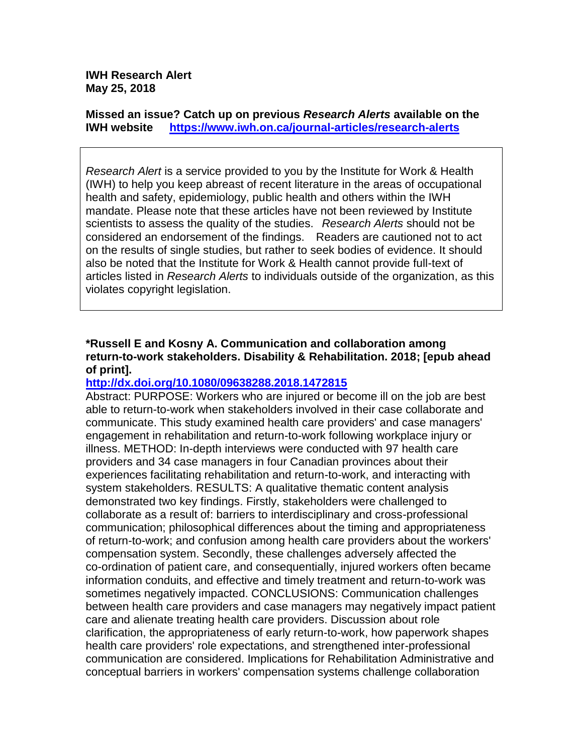**IWH Research Alert**
**May 25, 2018**

**Missed an issue? Catch up on previous *Research Alerts* available on the IWH website** [https://www.iwh.on.ca/journal-articles/research-alerts](https://www.iwh.on.ca/journal-articles/research-alerts)

*Research Alert* is a service provided to you by the Institute for Work & Health (IWH) to help you keep abreast of recent literature in the areas of occupational health and safety, epidemiology, public health and others within the IWH mandate. Please note that these articles have not been reviewed by Institute scientists to assess the quality of the studies. *Research Alerts* should not be considered an endorsement of the findings. Readers are cautioned not to act on the results of single studies, but rather to seek bodies of evidence. It should also be noted that the Institute for Work & Health cannot provide full-text of articles listed in *Research Alerts* to individuals outside of the organization, as this violates copyright legislation.

**\*Russell E and Kosny A. Communication and collaboration among return-to-work stakeholders. Disability & Rehabilitation. 2018; [epub ahead of print].**

[http://dx.doi.org/10.1080/09638288.2018.1472815](http://dx.doi.org/10.1080/09638288.2018.1472815)

Abstract: PURPOSE: Workers who are injured or become ill on the job are best able to return-to-work when stakeholders involved in their case collaborate and communicate. This study examined health care providers' and case managers' engagement in rehabilitation and return-to-work following workplace injury or illness. METHOD: In-depth interviews were conducted with 97 health care providers and 34 case managers in four Canadian provinces about their experiences facilitating rehabilitation and return-to-work, and interacting with system stakeholders. RESULTS: A qualitative thematic content analysis demonstrated two key findings. Firstly, stakeholders were challenged to collaborate as a result of: barriers to interdisciplinary and cross-professional communication; philosophical differences about the timing and appropriateness of return-to-work; and confusion among health care providers about the workers' compensation system. Secondly, these challenges adversely affected the co-ordination of patient care, and consequentially, injured workers often became information conduits, and effective and timely treatment and return-to-work was sometimes negatively impacted. CONCLUSIONS: Communication challenges between health care providers and case managers may negatively impact patient care and alienate treating health care providers. Discussion about role clarification, the appropriateness of early return-to-work, how paperwork shapes health care providers' role expectations, and strengthened inter-professional communication are considered. Implications for Rehabilitation Administrative and conceptual barriers in workers' compensation systems challenge collaboration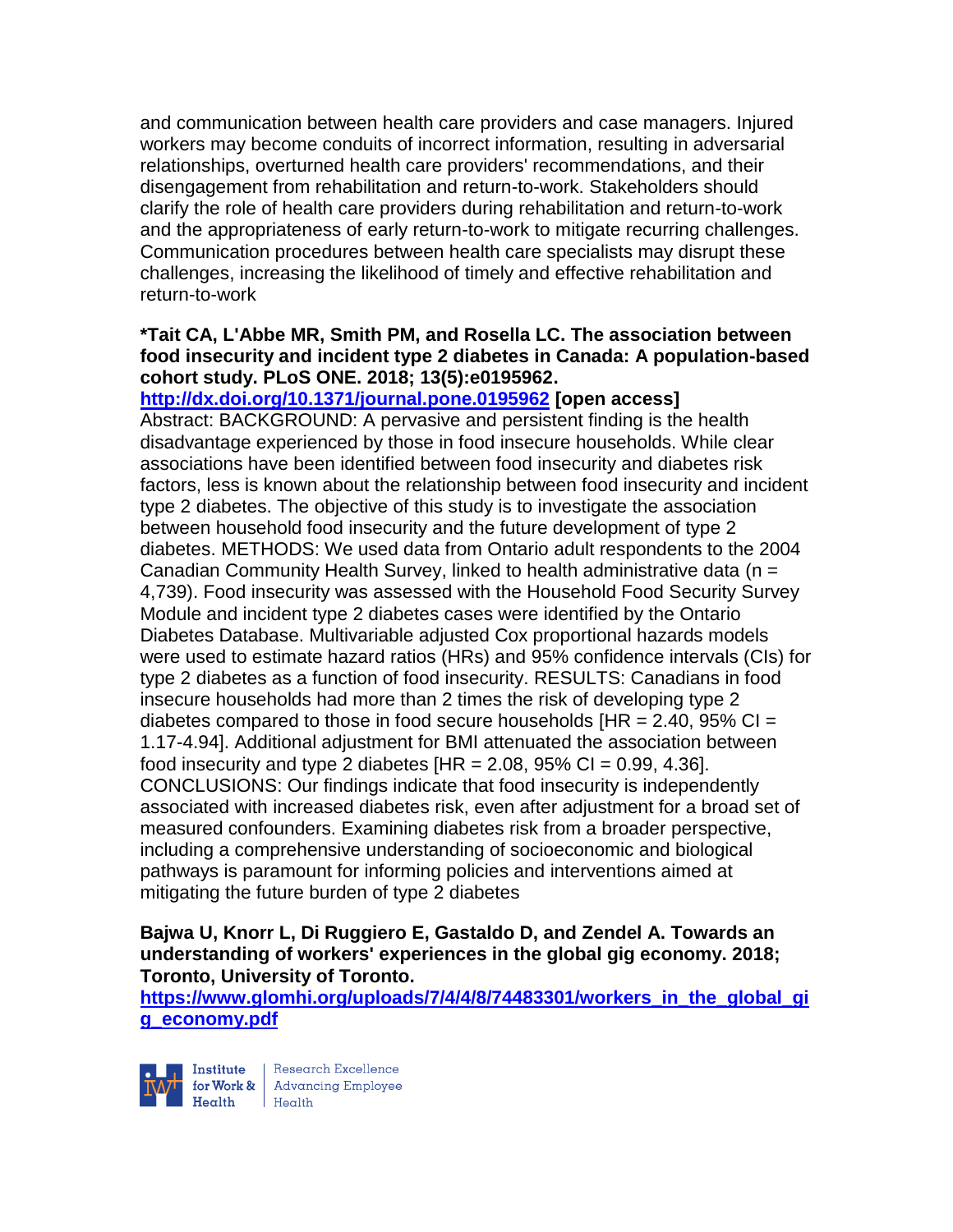and communication between health care providers and case managers. Injured workers may become conduits of incorrect information, resulting in adversarial relationships, overturned health care providers' recommendations, and their disengagement from rehabilitation and return-to-work. Stakeholders should clarify the role of health care providers during rehabilitation and return-to-work and the appropriateness of early return-to-work to mitigate recurring challenges. Communication procedures between health care specialists may disrupt these challenges, increasing the likelihood of timely and effective rehabilitation and return-to-work

**\*Tait CA, L'Abbe MR, Smith PM, and Rosella LC. The association between food insecurity and incident type 2 diabetes in Canada: A population-based cohort study. PLoS ONE. 2018; 13(5):e0195962.**
**http://dx.doi.org/10.1371/journal.pone.0195962 [open access]**
Abstract: BACKGROUND: A pervasive and persistent finding is the health disadvantage experienced by those in food insecure households. While clear associations have been identified between food insecurity and diabetes risk factors, less is known about the relationship between food insecurity and incident type 2 diabetes. The objective of this study is to investigate the association between household food insecurity and the future development of type 2 diabetes. METHODS: We used data from Ontario adult respondents to the 2004 Canadian Community Health Survey, linked to health administrative data (n = 4,739). Food insecurity was assessed with the Household Food Security Survey Module and incident type 2 diabetes cases were identified by the Ontario Diabetes Database. Multivariable adjusted Cox proportional hazards models were used to estimate hazard ratios (HRs) and 95% confidence intervals (CIs) for type 2 diabetes as a function of food insecurity. RESULTS: Canadians in food insecure households had more than 2 times the risk of developing type 2 diabetes compared to those in food secure households [HR = 2.40, 95% CI = 1.17-4.94]. Additional adjustment for BMI attenuated the association between food insecurity and type 2 diabetes [HR = 2.08, 95% CI = 0.99, 4.36]. CONCLUSIONS: Our findings indicate that food insecurity is independently associated with increased diabetes risk, even after adjustment for a broad set of measured confounders. Examining diabetes risk from a broader perspective, including a comprehensive understanding of socioeconomic and biological pathways is paramount for informing policies and interventions aimed at mitigating the future burden of type 2 diabetes

**Bajwa U, Knorr L, Di Ruggiero E, Gastaldo D, and Zendel A. Towards an understanding of workers' experiences in the global gig economy. 2018; Toronto, University of Toronto.**
**https://www.glomhi.org/uploads/7/4/4/8/74483301/workers_in_the_global_gig_economy.pdf**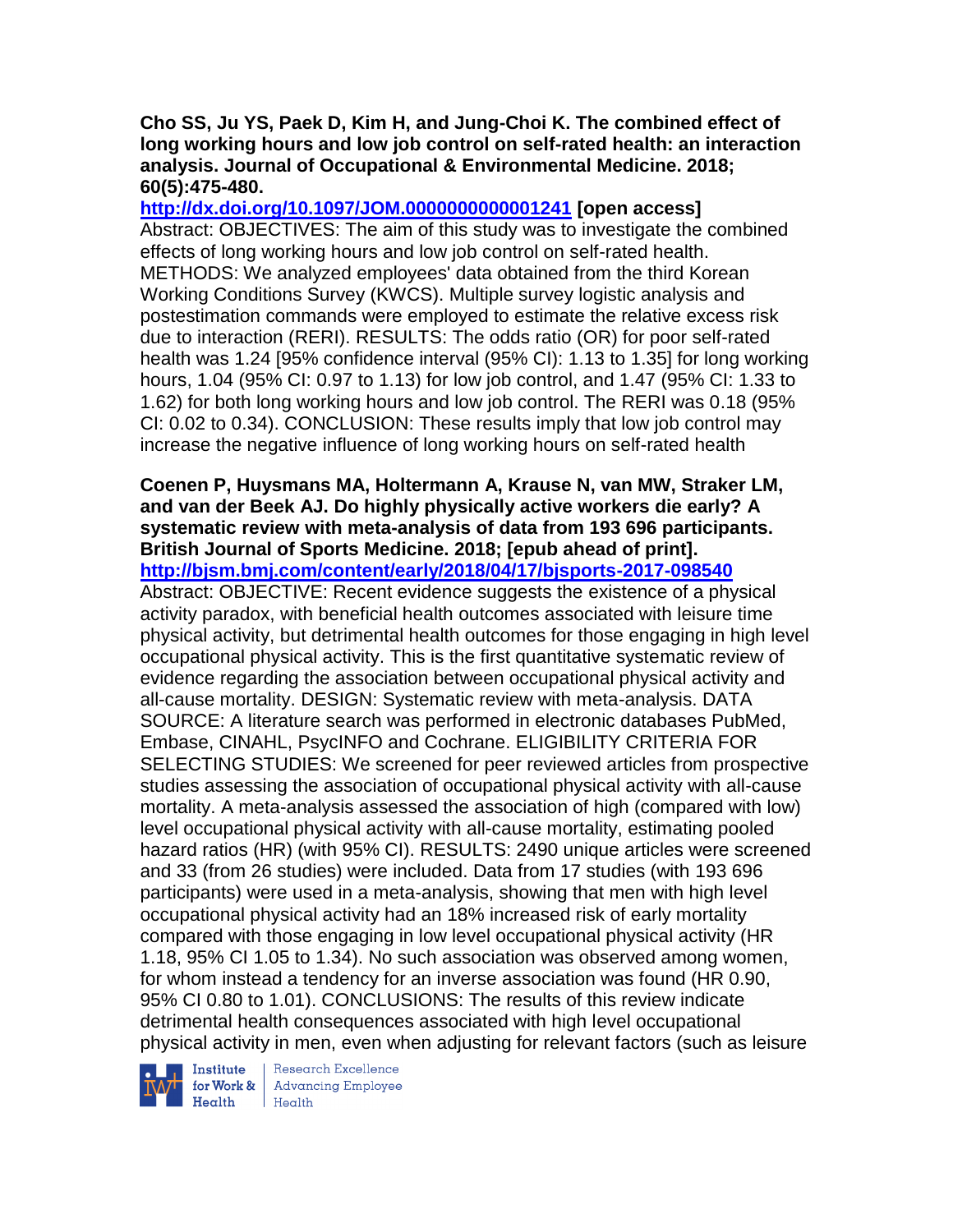**Cho SS, Ju YS, Paek D, Kim H, and Jung-Choi K. The combined effect of long working hours and low job control on self-rated health: an interaction analysis. Journal of Occupational & Environmental Medicine. 2018; 60(5):475-480.**
**http://dx.doi.org/10.1097/JOM.0000000000001241 [open access]**
Abstract: OBJECTIVES: The aim of this study was to investigate the combined effects of long working hours and low job control on self-rated health. METHODS: We analyzed employees' data obtained from the third Korean Working Conditions Survey (KWCS). Multiple survey logistic analysis and postestimation commands were employed to estimate the relative excess risk due to interaction (RERI). RESULTS: The odds ratio (OR) for poor self-rated health was 1.24 [95% confidence interval (95% CI): 1.13 to 1.35] for long working hours, 1.04 (95% CI: 0.97 to 1.13) for low job control, and 1.47 (95% CI: 1.33 to 1.62) for both long working hours and low job control. The RERI was 0.18 (95% CI: 0.02 to 0.34). CONCLUSION: These results imply that low job control may increase the negative influence of long working hours on self-rated health

**Coenen P, Huysmans MA, Holtermann A, Krause N, van MW, Straker LM, and van der Beek AJ. Do highly physically active workers die early? A systematic review with meta-analysis of data from 193 696 participants. British Journal of Sports Medicine. 2018; [epub ahead of print].**
**http://bjsm.bmj.com/content/early/2018/04/17/bjsports-2017-098540**
Abstract: OBJECTIVE: Recent evidence suggests the existence of a physical activity paradox, with beneficial health outcomes associated with leisure time physical activity, but detrimental health outcomes for those engaging in high level occupational physical activity. This is the first quantitative systematic review of evidence regarding the association between occupational physical activity and all-cause mortality. DESIGN: Systematic review with meta-analysis. DATA SOURCE: A literature search was performed in electronic databases PubMed, Embase, CINAHL, PsycINFO and Cochrane. ELIGIBILITY CRITERIA FOR SELECTING STUDIES: We screened for peer reviewed articles from prospective studies assessing the association of occupational physical activity with all-cause mortality. A meta-analysis assessed the association of high (compared with low) level occupational physical activity with all-cause mortality, estimating pooled hazard ratios (HR) (with 95% CI). RESULTS: 2490 unique articles were screened and 33 (from 26 studies) were included. Data from 17 studies (with 193 696 participants) were used in a meta-analysis, showing that men with high level occupational physical activity had an 18% increased risk of early mortality compared with those engaging in low level occupational physical activity (HR 1.18, 95% CI 1.05 to 1.34). No such association was observed among women, for whom instead a tendency for an inverse association was found (HR 0.90, 95% CI 0.80 to 1.01). CONCLUSIONS: The results of this review indicate detrimental health consequences associated with high level occupational physical activity in men, even when adjusting for relevant factors (such as leisure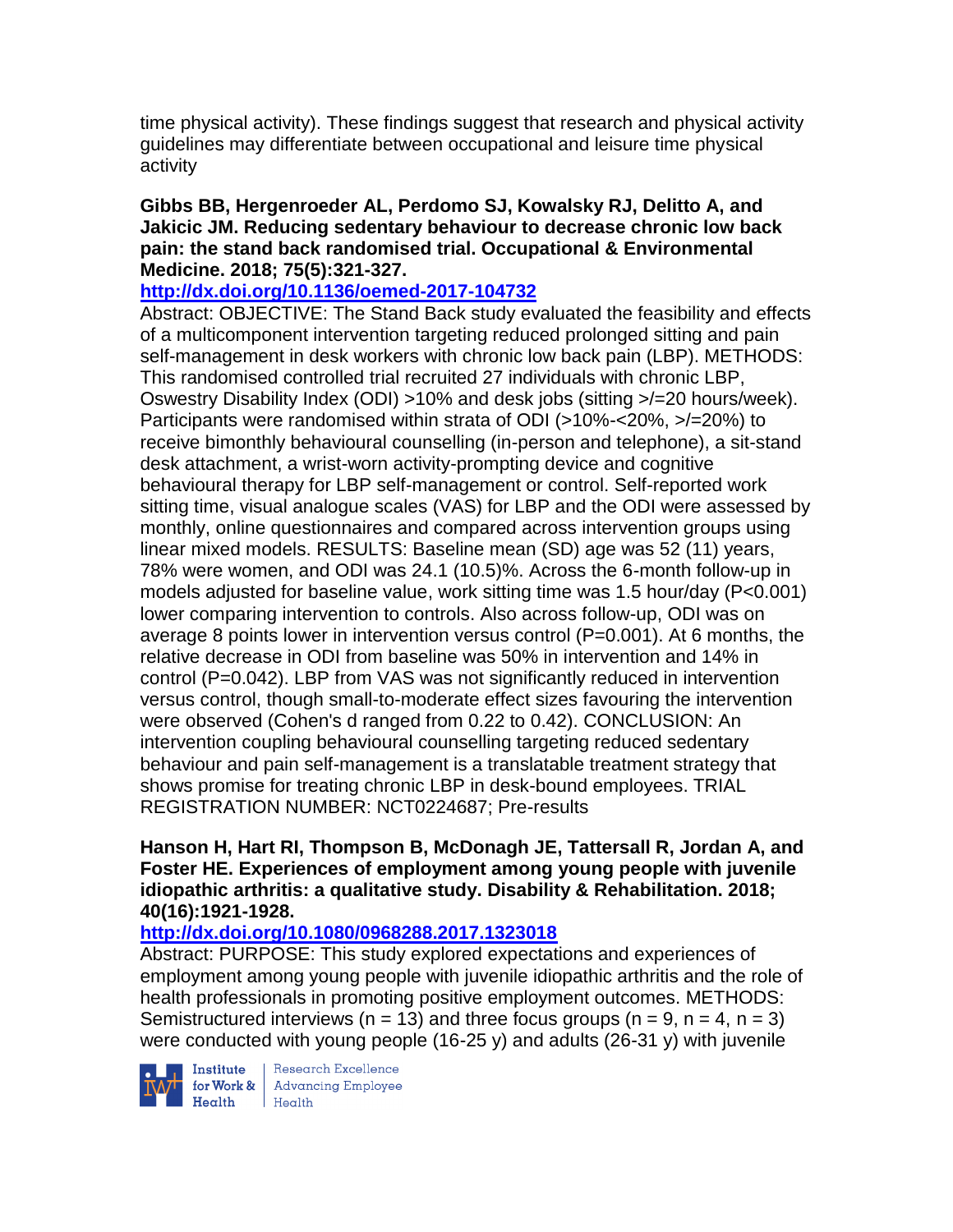time physical activity). These findings suggest that research and physical activity guidelines may differentiate between occupational and leisure time physical activity

**Gibbs BB, Hergenroeder AL, Perdomo SJ, Kowalsky RJ, Delitto A, and Jakicic JM. Reducing sedentary behaviour to decrease chronic low back pain: the stand back randomised trial. Occupational & Environmental Medicine. 2018; 75(5):321-327.**

**http://dx.doi.org/10.1136/oemed-2017-104732**

Abstract: OBJECTIVE: The Stand Back study evaluated the feasibility and effects of a multicomponent intervention targeting reduced prolonged sitting and pain self-management in desk workers with chronic low back pain (LBP). METHODS: This randomised controlled trial recruited 27 individuals with chronic LBP, Oswestry Disability Index (ODI) >10% and desk jobs (sitting >/=20 hours/week). Participants were randomised within strata of ODI (>10%-<20%, >/=20%) to receive bimonthly behavioural counselling (in-person and telephone), a sit-stand desk attachment, a wrist-worn activity-prompting device and cognitive behavioural therapy for LBP self-management or control. Self-reported work sitting time, visual analogue scales (VAS) for LBP and the ODI were assessed by monthly, online questionnaires and compared across intervention groups using linear mixed models. RESULTS: Baseline mean (SD) age was 52 (11) years, 78% were women, and ODI was 24.1 (10.5)%. Across the 6-month follow-up in models adjusted for baseline value, work sitting time was 1.5 hour/day (P<0.001) lower comparing intervention to controls. Also across follow-up, ODI was on average 8 points lower in intervention versus control (P=0.001). At 6 months, the relative decrease in ODI from baseline was 50% in intervention and 14% in control (P=0.042). LBP from VAS was not significantly reduced in intervention versus control, though small-to-moderate effect sizes favouring the intervention were observed (Cohen's d ranged from 0.22 to 0.42). CONCLUSION: An intervention coupling behavioural counselling targeting reduced sedentary behaviour and pain self-management is a translatable treatment strategy that shows promise for treating chronic LBP in desk-bound employees. TRIAL REGISTRATION NUMBER: NCT0224687; Pre-results

**Hanson H, Hart RI, Thompson B, McDonagh JE, Tattersall R, Jordan A, and Foster HE. Experiences of employment among young people with juvenile idiopathic arthritis: a qualitative study. Disability & Rehabilitation. 2018; 40(16):1921-1928.**

**http://dx.doi.org/10.1080/0968288.2017.1323018**

Abstract: PURPOSE: This study explored expectations and experiences of employment among young people with juvenile idiopathic arthritis and the role of health professionals in promoting positive employment outcomes. METHODS: Semistructured interviews (n = 13) and three focus groups (n = 9, n = 4, n = 3) were conducted with young people (16-25 y) and adults (26-31 y) with juvenile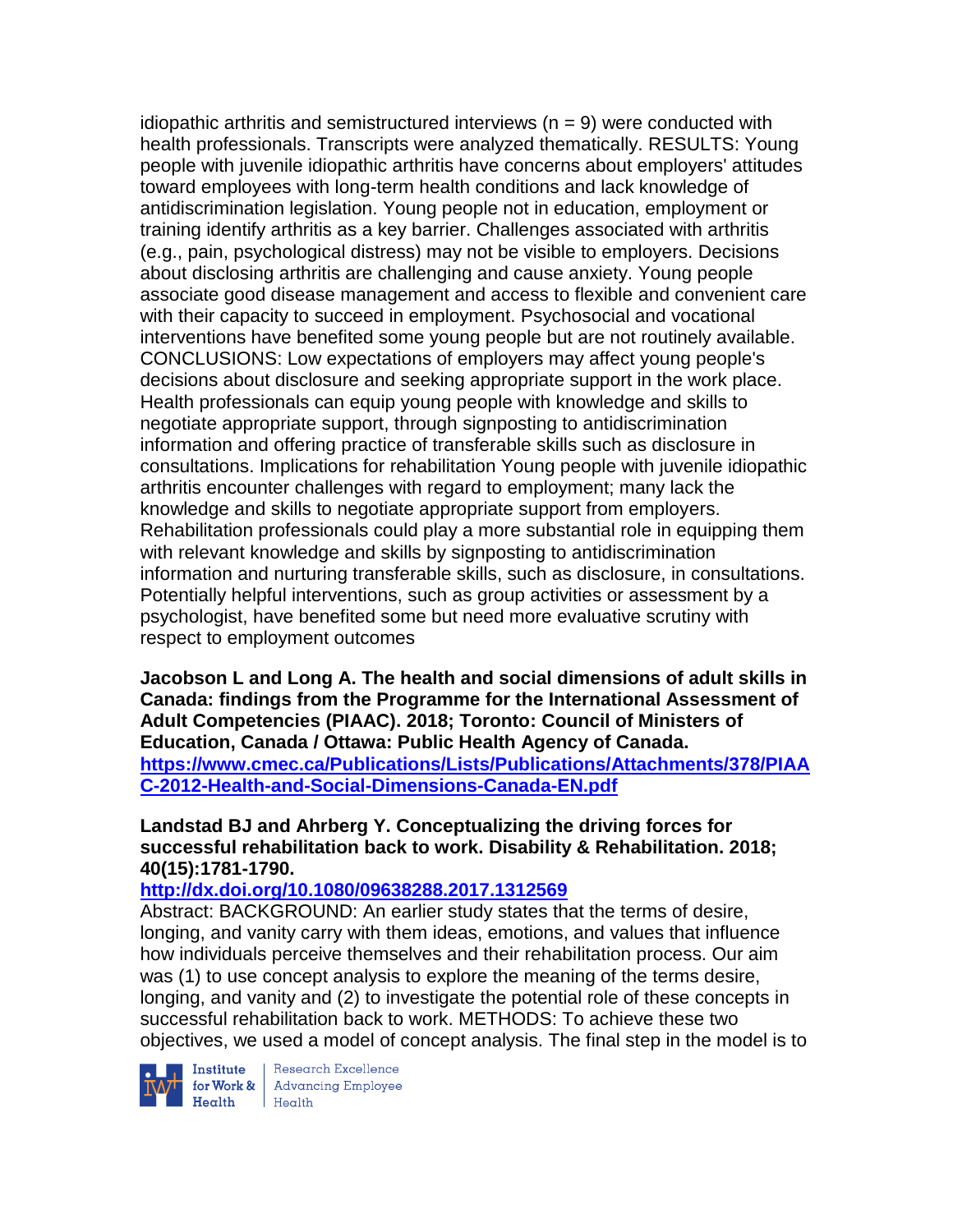idiopathic arthritis and semistructured interviews (n = 9) were conducted with health professionals. Transcripts were analyzed thematically. RESULTS: Young people with juvenile idiopathic arthritis have concerns about employers' attitudes toward employees with long-term health conditions and lack knowledge of antidiscrimination legislation. Young people not in education, employment or training identify arthritis as a key barrier. Challenges associated with arthritis (e.g., pain, psychological distress) may not be visible to employers. Decisions about disclosing arthritis are challenging and cause anxiety. Young people associate good disease management and access to flexible and convenient care with their capacity to succeed in employment. Psychosocial and vocational interventions have benefited some young people but are not routinely available. CONCLUSIONS: Low expectations of employers may affect young people's decisions about disclosure and seeking appropriate support in the work place. Health professionals can equip young people with knowledge and skills to negotiate appropriate support, through signposting to antidiscrimination information and offering practice of transferable skills such as disclosure in consultations. Implications for rehabilitation Young people with juvenile idiopathic arthritis encounter challenges with regard to employment; many lack the knowledge and skills to negotiate appropriate support from employers. Rehabilitation professionals could play a more substantial role in equipping them with relevant knowledge and skills by signposting to antidiscrimination information and nurturing transferable skills, such as disclosure, in consultations. Potentially helpful interventions, such as group activities or assessment by a psychologist, have benefited some but need more evaluative scrutiny with respect to employment outcomes

**Jacobson L and Long A. The health and social dimensions of adult skills in Canada: findings from the Programme for the International Assessment of Adult Competencies (PIAAC). 2018; Toronto: Council of Ministers of Education, Canada / Ottawa: Public Health Agency of Canada.**
**https://www.cmec.ca/Publications/Lists/Publications/Attachments/378/PIAAC-2012-Health-and-Social-Dimensions-Canada-EN.pdf**

**Landstad BJ and Ahrberg Y. Conceptualizing the driving forces for successful rehabilitation back to work. Disability & Rehabilitation. 2018; 40(15):1781-1790.**
**http://dx.doi.org/10.1080/09638288.2017.1312569**
Abstract: BACKGROUND: An earlier study states that the terms of desire, longing, and vanity carry with them ideas, emotions, and values that influence how individuals perceive themselves and their rehabilitation process. Our aim was (1) to use concept analysis to explore the meaning of the terms desire, longing, and vanity and (2) to investigate the potential role of these concepts in successful rehabilitation back to work. METHODS: To achieve these two objectives, we used a model of concept analysis. The final step in the model is to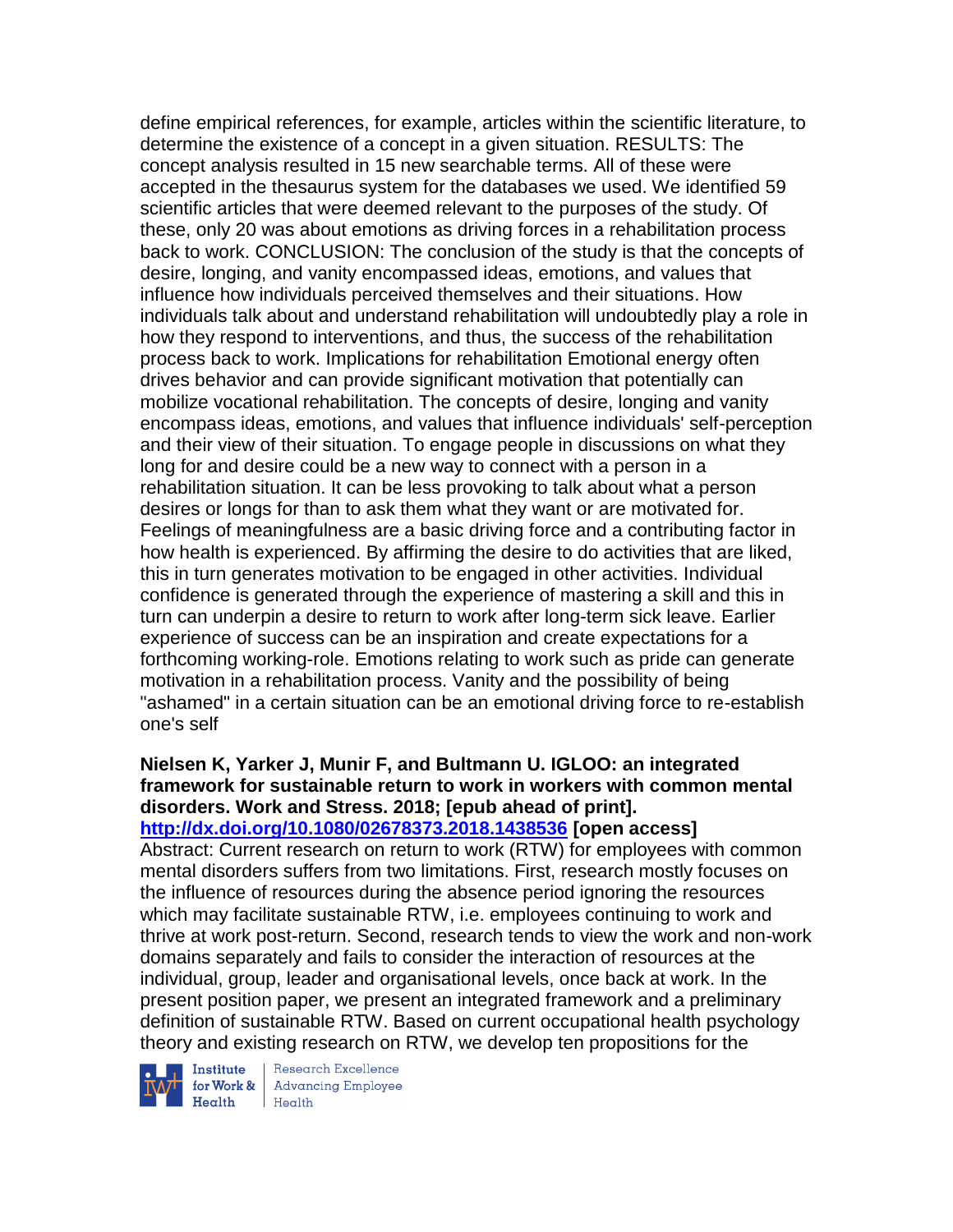define empirical references, for example, articles within the scientific literature, to determine the existence of a concept in a given situation. RESULTS: The concept analysis resulted in 15 new searchable terms. All of these were accepted in the thesaurus system for the databases we used. We identified 59 scientific articles that were deemed relevant to the purposes of the study. Of these, only 20 was about emotions as driving forces in a rehabilitation process back to work. CONCLUSION: The conclusion of the study is that the concepts of desire, longing, and vanity encompassed ideas, emotions, and values that influence how individuals perceived themselves and their situations. How individuals talk about and understand rehabilitation will undoubtedly play a role in how they respond to interventions, and thus, the success of the rehabilitation process back to work. Implications for rehabilitation Emotional energy often drives behavior and can provide significant motivation that potentially can mobilize vocational rehabilitation. The concepts of desire, longing and vanity encompass ideas, emotions, and values that influence individuals' self-perception and their view of their situation. To engage people in discussions on what they long for and desire could be a new way to connect with a person in a rehabilitation situation. It can be less provoking to talk about what a person desires or longs for than to ask them what they want or are motivated for. Feelings of meaningfulness are a basic driving force and a contributing factor in how health is experienced. By affirming the desire to do activities that are liked, this in turn generates motivation to be engaged in other activities. Individual confidence is generated through the experience of mastering a skill and this in turn can underpin a desire to return to work after long-term sick leave. Earlier experience of success can be an inspiration and create expectations for a forthcoming working-role. Emotions relating to work such as pride can generate motivation in a rehabilitation process. Vanity and the possibility of being "ashamed" in a certain situation can be an emotional driving force to re-establish one's self

**Nielsen K, Yarker J, Munir F, and Bultmann U. IGLOO: an integrated framework for sustainable return to work in workers with common mental disorders. Work and Stress. 2018; [epub ahead of print]. http://dx.doi.org/10.1080/02678373.2018.1438536 [open access]**
Abstract: Current research on return to work (RTW) for employees with common mental disorders suffers from two limitations. First, research mostly focuses on the influence of resources during the absence period ignoring the resources which may facilitate sustainable RTW, i.e. employees continuing to work and thrive at work post-return. Second, research tends to view the work and non-work domains separately and fails to consider the interaction of resources at the individual, group, leader and organisational levels, once back at work. In the present position paper, we present an integrated framework and a preliminary definition of sustainable RTW. Based on current occupational health psychology theory and existing research on RTW, we develop ten propositions for the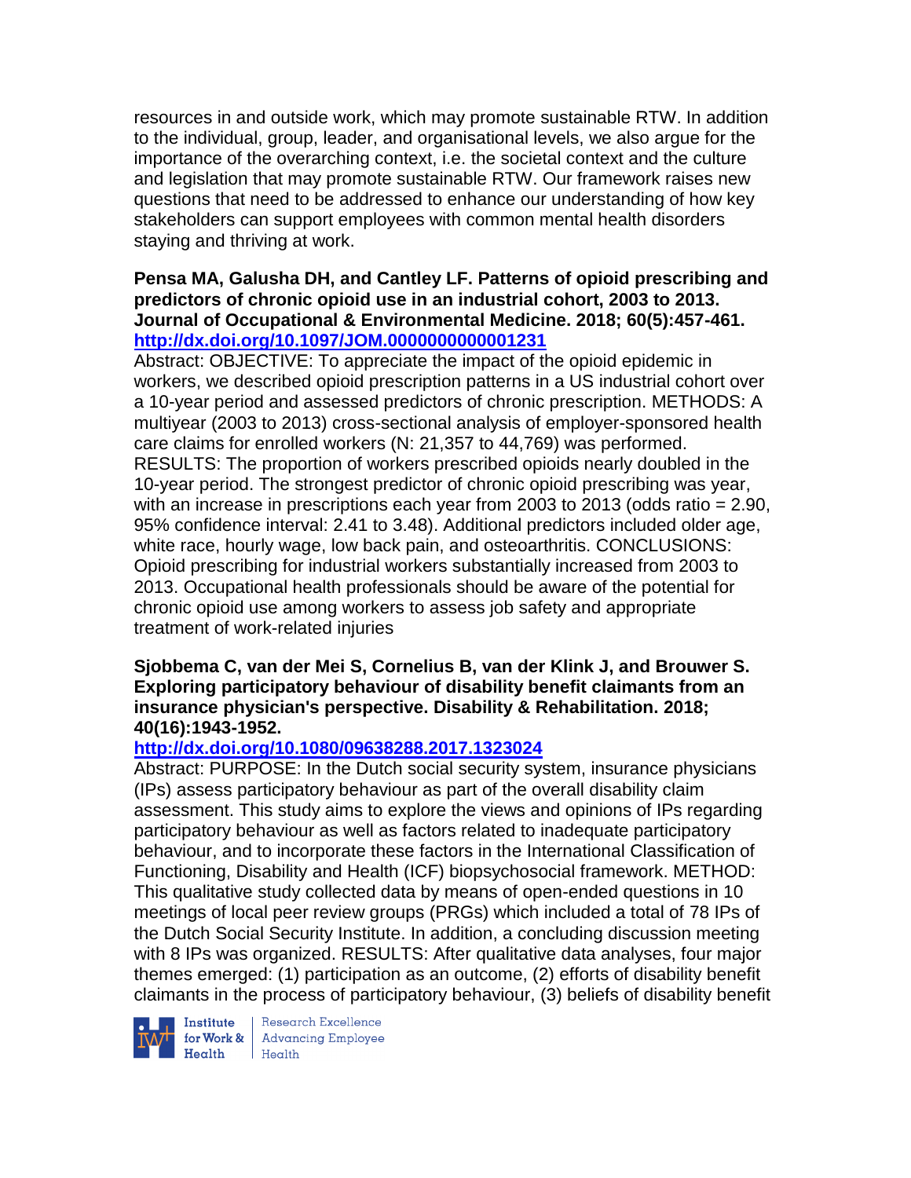resources in and outside work, which may promote sustainable RTW. In addition to the individual, group, leader, and organisational levels, we also argue for the importance of the overarching context, i.e. the societal context and the culture and legislation that may promote sustainable RTW. Our framework raises new questions that need to be addressed to enhance our understanding of how key stakeholders can support employees with common mental health disorders staying and thriving at work.

**Pensa MA, Galusha DH, and Cantley LF. Patterns of opioid prescribing and predictors of chronic opioid use in an industrial cohort, 2003 to 2013. Journal of Occupational & Environmental Medicine. 2018; 60(5):457-461. http://dx.doi.org/10.1097/JOM.0000000000001231**

Abstract: OBJECTIVE: To appreciate the impact of the opioid epidemic in workers, we described opioid prescription patterns in a US industrial cohort over a 10-year period and assessed predictors of chronic prescription. METHODS: A multiyear (2003 to 2013) cross-sectional analysis of employer-sponsored health care claims for enrolled workers (N: 21,357 to 44,769) was performed. RESULTS: The proportion of workers prescribed opioids nearly doubled in the 10-year period. The strongest predictor of chronic opioid prescribing was year, with an increase in prescriptions each year from 2003 to 2013 (odds ratio = 2.90, 95% confidence interval: 2.41 to 3.48). Additional predictors included older age, white race, hourly wage, low back pain, and osteoarthritis. CONCLUSIONS: Opioid prescribing for industrial workers substantially increased from 2003 to 2013. Occupational health professionals should be aware of the potential for chronic opioid use among workers to assess job safety and appropriate treatment of work-related injuries

**Sjobbema C, van der Mei S, Cornelius B, van der Klink J, and Brouwer S. Exploring participatory behaviour of disability benefit claimants from an insurance physician's perspective. Disability & Rehabilitation. 2018; 40(16):1943-1952. http://dx.doi.org/10.1080/09638288.2017.1323024**

Abstract: PURPOSE: In the Dutch social security system, insurance physicians (IPs) assess participatory behaviour as part of the overall disability claim assessment. This study aims to explore the views and opinions of IPs regarding participatory behaviour as well as factors related to inadequate participatory behaviour, and to incorporate these factors in the International Classification of Functioning, Disability and Health (ICF) biopsychosocial framework. METHOD: This qualitative study collected data by means of open-ended questions in 10 meetings of local peer review groups (PRGs) which included a total of 78 IPs of the Dutch Social Security Institute. In addition, a concluding discussion meeting with 8 IPs was organized. RESULTS: After qualitative data analyses, four major themes emerged: (1) participation as an outcome, (2) efforts of disability benefit claimants in the process of participatory behaviour, (3) beliefs of disability benefit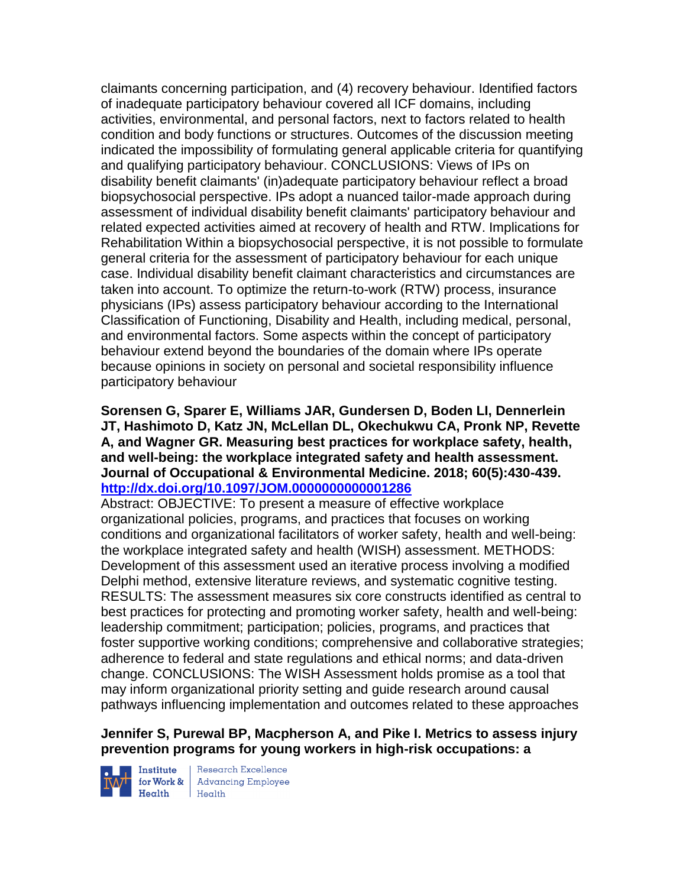claimants concerning participation, and (4) recovery behaviour. Identified factors of inadequate participatory behaviour covered all ICF domains, including activities, environmental, and personal factors, next to factors related to health condition and body functions or structures. Outcomes of the discussion meeting indicated the impossibility of formulating general applicable criteria for quantifying and qualifying participatory behaviour. CONCLUSIONS: Views of IPs on disability benefit claimants' (in)adequate participatory behaviour reflect a broad biopsychosocial perspective. IPs adopt a nuanced tailor-made approach during assessment of individual disability benefit claimants' participatory behaviour and related expected activities aimed at recovery of health and RTW. Implications for Rehabilitation Within a biopsychosocial perspective, it is not possible to formulate general criteria for the assessment of participatory behaviour for each unique case. Individual disability benefit claimant characteristics and circumstances are taken into account. To optimize the return-to-work (RTW) process, insurance physicians (IPs) assess participatory behaviour according to the International Classification of Functioning, Disability and Health, including medical, personal, and environmental factors. Some aspects within the concept of participatory behaviour extend beyond the boundaries of the domain where IPs operate because opinions in society on personal and societal responsibility influence participatory behaviour

**Sorensen G, Sparer E, Williams JAR, Gundersen D, Boden LI, Dennerlein JT, Hashimoto D, Katz JN, McLellan DL, Okechukwu CA, Pronk NP, Revette A, and Wagner GR. Measuring best practices for workplace safety, health, and well-being: the workplace integrated safety and health assessment. Journal of Occupational & Environmental Medicine. 2018; 60(5):430-439. [http://dx.doi.org/10.1097/JOM.0000000000001286](http://dx.doi.org/10.1097/JOM.0000000000001286)**

Abstract: OBJECTIVE: To present a measure of effective workplace organizational policies, programs, and practices that focuses on working conditions and organizational facilitators of worker safety, health and well-being: the workplace integrated safety and health (WISH) assessment. METHODS: Development of this assessment used an iterative process involving a modified Delphi method, extensive literature reviews, and systematic cognitive testing. RESULTS: The assessment measures six core constructs identified as central to best practices for protecting and promoting worker safety, health and well-being: leadership commitment; participation; policies, programs, and practices that foster supportive working conditions; comprehensive and collaborative strategies; adherence to federal and state regulations and ethical norms; and data-driven change. CONCLUSIONS: The WISH Assessment holds promise as a tool that may inform organizational priority setting and guide research around causal pathways influencing implementation and outcomes related to these approaches

**Jennifer S, Purewal BP, Macpherson A, and Pike I. Metrics to assess injury prevention programs for young workers in high-risk occupations: a**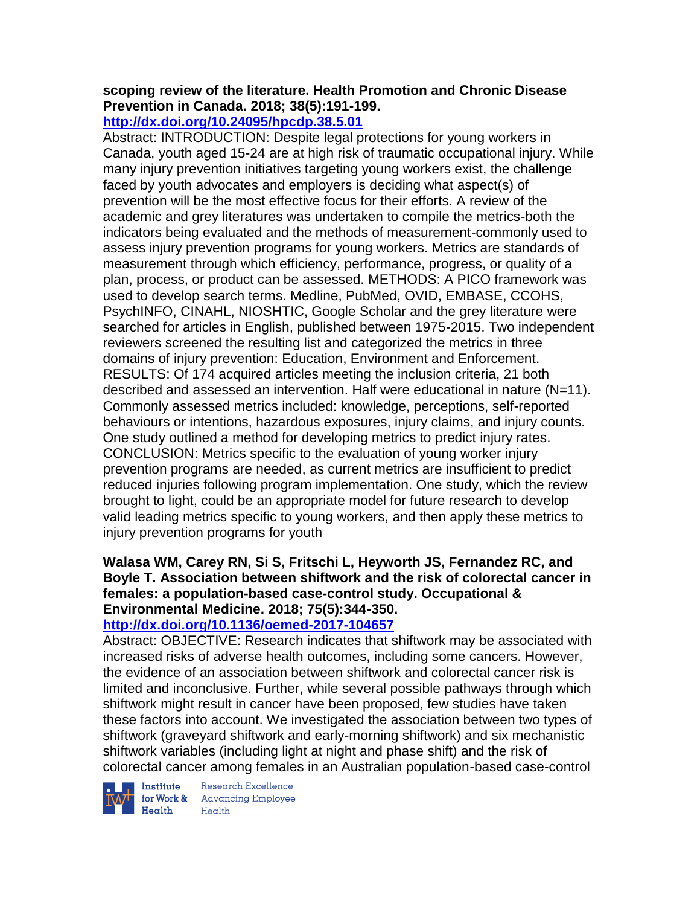**scoping review of the literature. Health Promotion and Chronic Disease Prevention in Canada. 2018; 38(5):191-199.**
**http://dx.doi.org/10.24095/hpcdp.38.5.01**

Abstract: INTRODUCTION: Despite legal protections for young workers in Canada, youth aged 15-24 are at high risk of traumatic occupational injury. While many injury prevention initiatives targeting young workers exist, the challenge faced by youth advocates and employers is deciding what aspect(s) of prevention will be the most effective focus for their efforts. A review of the academic and grey literatures was undertaken to compile the metrics-both the indicators being evaluated and the methods of measurement-commonly used to assess injury prevention programs for young workers. Metrics are standards of measurement through which efficiency, performance, progress, or quality of a plan, process, or product can be assessed. METHODS: A PICO framework was used to develop search terms. Medline, PubMed, OVID, EMBASE, CCOHS, PsychINFO, CINAHL, NIOSHTIC, Google Scholar and the grey literature were searched for articles in English, published between 1975-2015. Two independent reviewers screened the resulting list and categorized the metrics in three domains of injury prevention: Education, Environment and Enforcement. RESULTS: Of 174 acquired articles meeting the inclusion criteria, 21 both described and assessed an intervention. Half were educational in nature (N=11). Commonly assessed metrics included: knowledge, perceptions, self-reported behaviours or intentions, hazardous exposures, injury claims, and injury counts. One study outlined a method for developing metrics to predict injury rates. CONCLUSION: Metrics specific to the evaluation of young worker injury prevention programs are needed, as current metrics are insufficient to predict reduced injuries following program implementation. One study, which the review brought to light, could be an appropriate model for future research to develop valid leading metrics specific to young workers, and then apply these metrics to injury prevention programs for youth

**Walasa WM, Carey RN, Si S, Fritschi L, Heyworth JS, Fernandez RC, and Boyle T. Association between shiftwork and the risk of colorectal cancer in females: a population-based case-control study. Occupational & Environmental Medicine. 2018; 75(5):344-350.**
**http://dx.doi.org/10.1136/oemed-2017-104657**

Abstract: OBJECTIVE: Research indicates that shiftwork may be associated with increased risks of adverse health outcomes, including some cancers. However, the evidence of an association between shiftwork and colorectal cancer risk is limited and inconclusive. Further, while several possible pathways through which shiftwork might result in cancer have been proposed, few studies have taken these factors into account. We investigated the association between two types of shiftwork (graveyard shiftwork and early-morning shiftwork) and six mechanistic shiftwork variables (including light at night and phase shift) and the risk of colorectal cancer among females in an Australian population-based case-control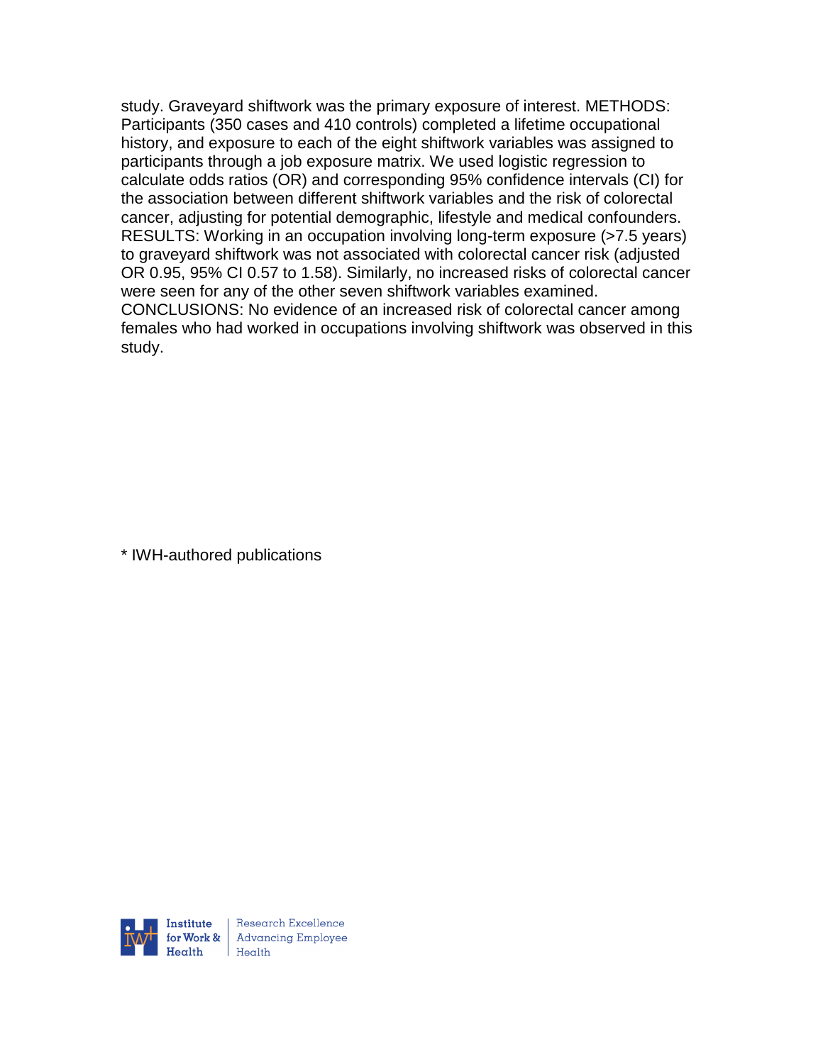study. Graveyard shiftwork was the primary exposure of interest. METHODS: Participants (350 cases and 410 controls) completed a lifetime occupational history, and exposure to each of the eight shiftwork variables was assigned to participants through a job exposure matrix. We used logistic regression to calculate odds ratios (OR) and corresponding 95% confidence intervals (CI) for the association between different shiftwork variables and the risk of colorectal cancer, adjusting for potential demographic, lifestyle and medical confounders. RESULTS: Working in an occupation involving long-term exposure (>7.5 years) to graveyard shiftwork was not associated with colorectal cancer risk (adjusted OR 0.95, 95% CI 0.57 to 1.58). Similarly, no increased risks of colorectal cancer were seen for any of the other seven shiftwork variables examined. CONCLUSIONS: No evidence of an increased risk of colorectal cancer among females who had worked in occupations involving shiftwork was observed in this study.

* IWH-authored publications